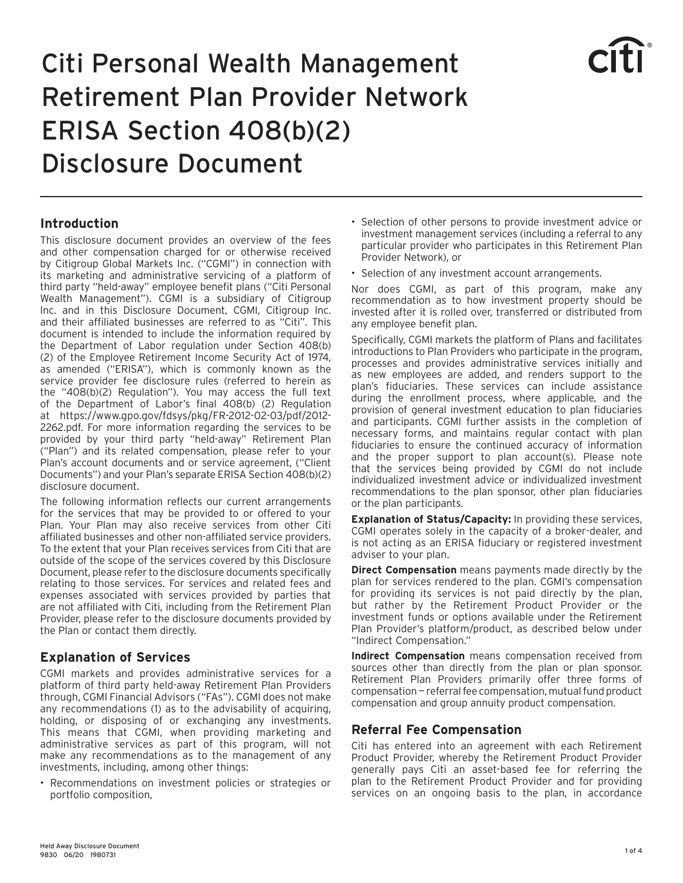# Citi Personal Wealth Management Retirement Plan Provider Network ERISA Section 408(b)(2) Disclosure Document

## Introduction

This disclosure document provides an overview of the fees and other compensation charged for or otherwise received by Citigroup Global Markets Inc. ("CGMI") in connection with its marketing and administrative servicing of a platform of third party "held-away" employee benefit plans ("Citi Personal Wealth Management"). CGMI is a subsidiary of Citigroup Inc. and in this Disclosure Document, CGMI, Citigroup Inc. and their affiliated businesses are referred to as "Citi". This document is intended to include the information required by the Department of Labor regulation under Section 408(b)(2) of the Employee Retirement Income Security Act of 1974, as amended ("ERISA"), which is commonly known as the service provider fee disclosure rules (referred to herein as the "408(b)(2) Regulation"). You may access the full text of the Department of Labor's final 408(b) (2) Regulation at https://www.gpo.gov/fdsys/pkg/FR-2012-02-03/pdf/2012-2262.pdf. For more information regarding the services to be provided by your third party "held-away" Retirement Plan ("Plan") and its related compensation, please refer to your Plan's account documents and or service agreement, ("Client Documents") and your Plan's separate ERISA Section 408(b)(2) disclosure document.

The following information reflects our current arrangements for the services that may be provided to or offered to your Plan. Your Plan may also receive services from other Citi affiliated businesses and other non-affiliated service providers. To the extent that your Plan receives services from Citi that are outside of the scope of the services covered by this Disclosure Document, please refer to the disclosure documents specifically relating to those services. For services and related fees and expenses associated with services provided by parties that are not affiliated with Citi, including from the Retirement Plan Provider, please refer to the disclosure documents provided by the Plan or contact them directly.

## Explanation of Services

CGMI markets and provides administrative services for a platform of third party held-away Retirement Plan Providers through, CGMI Financial Advisors ("FAs"). CGMI does not make any recommendations (1) as to the advisability of acquiring, holding, or disposing of or exchanging any investments. This means that CGMI, when providing marketing and administrative services as part of this program, will not make any recommendations as to the management of any investments, including, among other things:

- Recommendations on investment policies or strategies or portfolio composition,
- Selection of other persons to provide investment advice or investment management services (including a referral to any particular provider who participates in this Retirement Plan Provider Network), or
- Selection of any investment account arrangements.

Nor does CGMI, as part of this program, make any recommendation as to how investment property should be invested after it is rolled over, transferred or distributed from any employee benefit plan.

Specifically, CGMI markets the platform of Plans and facilitates introductions to Plan Providers who participate in the program, processes and provides administrative services initially and as new employees are added, and renders support to the plan's fiduciaries. These services can include assistance during the enrollment process, where applicable, and the provision of general investment education to plan fiduciaries and participants. CGMI further assists in the completion of necessary forms, and maintains regular contact with plan fiduciaries to ensure the continued accuracy of information and the proper support to plan account(s). Please note that the services being provided by CGMI do not include individualized investment advice or individualized investment recommendations to the plan sponsor, other plan fiduciaries or the plan participants.

**Explanation of Status/Capacity:** In providing these services, CGMI operates solely in the capacity of a broker-dealer, and is not acting as an ERISA fiduciary or registered investment adviser to your plan.

**Direct Compensation** means payments made directly by the plan for services rendered to the plan. CGMI's compensation for providing its services is not paid directly by the plan, but rather by the Retirement Product Provider or the investment funds or options available under the Retirement Plan Provider's platform/product, as described below under "Indirect Compensation."

**Indirect Compensation** means compensation received from sources other than directly from the plan or plan sponsor. Retirement Plan Providers primarily offer three forms of compensation — referral fee compensation, mutual fund product compensation and group annuity product compensation.

## Referral Fee Compensation

Citi has entered into an agreement with each Retirement Product Provider, whereby the Retirement Product Provider generally pays Citi an asset-based fee for referring the plan to the Retirement Product Provider and for providing services on an ongoing basis to the plan, in accordance

Held Away Disclosure Document
9830 06/20 1980731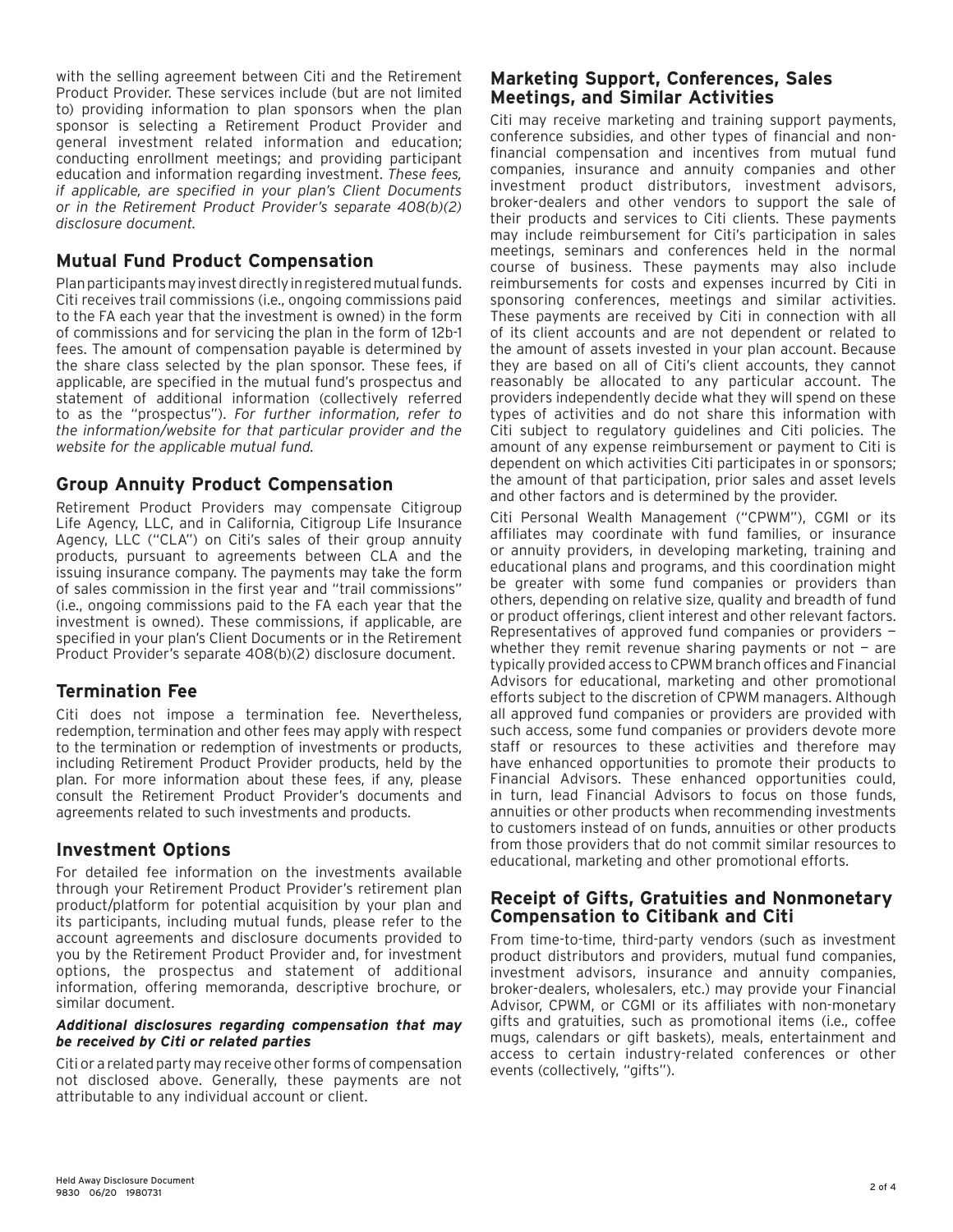with the selling agreement between Citi and the Retirement Product Provider. These services include (but are not limited to) providing information to plan sponsors when the plan sponsor is selecting a Retirement Product Provider and general investment related information and education; conducting enrollment meetings; and providing participant education and information regarding investment. *These fees, if applicable, are specified in your plan's Client Documents or in the Retirement Product Provider's separate 408(b)(2) disclosure document.*

## Mutual Fund Product Compensation

Plan participants may invest directly in registered mutual funds. Citi receives trail commissions (i.e., ongoing commissions paid to the FA each year that the investment is owned) in the form of commissions and for servicing the plan in the form of 12b-1 fees. The amount of compensation payable is determined by the share class selected by the plan sponsor. These fees, if applicable, are specified in the mutual fund's prospectus and statement of additional information (collectively referred to as the "prospectus"). *For further information, refer to the information/website for that particular provider and the website for the applicable mutual fund.*

## Group Annuity Product Compensation

Retirement Product Providers may compensate Citigroup Life Agency, LLC, and in California, Citigroup Life Insurance Agency, LLC ("CLA") on Citi's sales of their group annuity products, pursuant to agreements between CLA and the issuing insurance company. The payments may take the form of sales commission in the first year and "trail commissions" (i.e., ongoing commissions paid to the FA each year that the investment is owned). These commissions, if applicable, are specified in your plan's Client Documents or in the Retirement Product Provider's separate 408(b)(2) disclosure document.

## Termination Fee

Citi does not impose a termination fee. Nevertheless, redemption, termination and other fees may apply with respect to the termination or redemption of investments or products, including Retirement Product Provider products, held by the plan. For more information about these fees, if any, please consult the Retirement Product Provider's documents and agreements related to such investments and products.

## Investment Options

For detailed fee information on the investments available through your Retirement Product Provider's retirement plan product/platform for potential acquisition by your plan and its participants, including mutual funds, please refer to the account agreements and disclosure documents provided to you by the Retirement Product Provider and, for investment options, the prospectus and statement of additional information, offering memoranda, descriptive brochure, or similar document.

***Additional disclosures regarding compensation that may be received by Citi or related parties***

Citi or a related party may receive other forms of compensation not disclosed above. Generally, these payments are not attributable to any individual account or client.

## Marketing Support, Conferences, Sales Meetings, and Similar Activities

Citi may receive marketing and training support payments, conference subsidies, and other types of financial and non-financial compensation and incentives from mutual fund companies, insurance and annuity companies and other investment product distributors, investment advisors, broker-dealers and other vendors to support the sale of their products and services to Citi clients. These payments may include reimbursement for Citi's participation in sales meetings, seminars and conferences held in the normal course of business. These payments may also include reimbursements for costs and expenses incurred by Citi in sponsoring conferences, meetings and similar activities. These payments are received by Citi in connection with all of its client accounts and are not dependent or related to the amount of assets invested in your plan account. Because they are based on all of Citi's client accounts, they cannot reasonably be allocated to any particular account. The providers independently decide what they will spend on these types of activities and do not share this information with Citi subject to regulatory guidelines and Citi policies. The amount of any expense reimbursement or payment to Citi is dependent on which activities Citi participates in or sponsors; the amount of that participation, prior sales and asset levels and other factors and is determined by the provider.

Citi Personal Wealth Management ("CPWM"), CGMI or its affiliates may coordinate with fund families, or insurance or annuity providers, in developing marketing, training and educational plans and programs, and this coordination might be greater with some fund companies or providers than others, depending on relative size, quality and breadth of fund or product offerings, client interest and other relevant factors. Representatives of approved fund companies or providers — whether they remit revenue sharing payments or not — are typically provided access to CPWM branch offices and Financial Advisors for educational, marketing and other promotional efforts subject to the discretion of CPWM managers. Although all approved fund companies or providers are provided with such access, some fund companies or providers devote more staff or resources to these activities and therefore may have enhanced opportunities to promote their products to Financial Advisors. These enhanced opportunities could, in turn, lead Financial Advisors to focus on those funds, annuities or other products when recommending investments to customers instead of on funds, annuities or other products from those providers that do not commit similar resources to educational, marketing and other promotional efforts.

## Receipt of Gifts, Gratuities and Nonmonetary Compensation to Citibank and Citi

From time-to-time, third-party vendors (such as investment product distributors and providers, mutual fund companies, investment advisors, insurance and annuity companies, broker-dealers, wholesalers, etc.) may provide your Financial Advisor, CPWM, or CGMI or its affiliates with non-monetary gifts and gratuities, such as promotional items (i.e., coffee mugs, calendars or gift baskets), meals, entertainment and access to certain industry-related conferences or other events (collectively, "gifts").

Held Away Disclosure Document
9830 06/20 1980731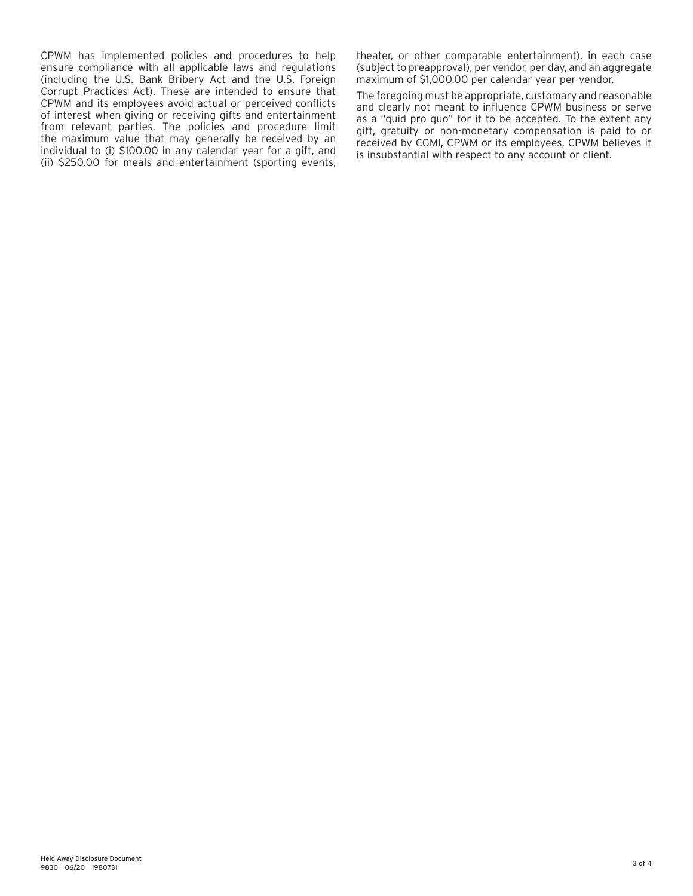CPWM has implemented policies and procedures to help ensure compliance with all applicable laws and regulations (including the U.S. Bank Bribery Act and the U.S. Foreign Corrupt Practices Act). These are intended to ensure that CPWM and its employees avoid actual or perceived conflicts of interest when giving or receiving gifts and entertainment from relevant parties. The policies and procedure limit the maximum value that may generally be received by an individual to (i) $100.00 in any calendar year for a gift, and (ii) $250.00 for meals and entertainment (sporting events, theater, or other comparable entertainment), in each case (subject to preapproval), per vendor, per day, and an aggregate maximum of $1,000.00 per calendar year per vendor.

The foregoing must be appropriate, customary and reasonable and clearly not meant to influence CPWM business or serve as a "quid pro quo" for it to be accepted. To the extent any gift, gratuity or non-monetary compensation is paid to or received by CGMI, CPWM or its employees, CPWM believes it is insubstantial with respect to any account or client.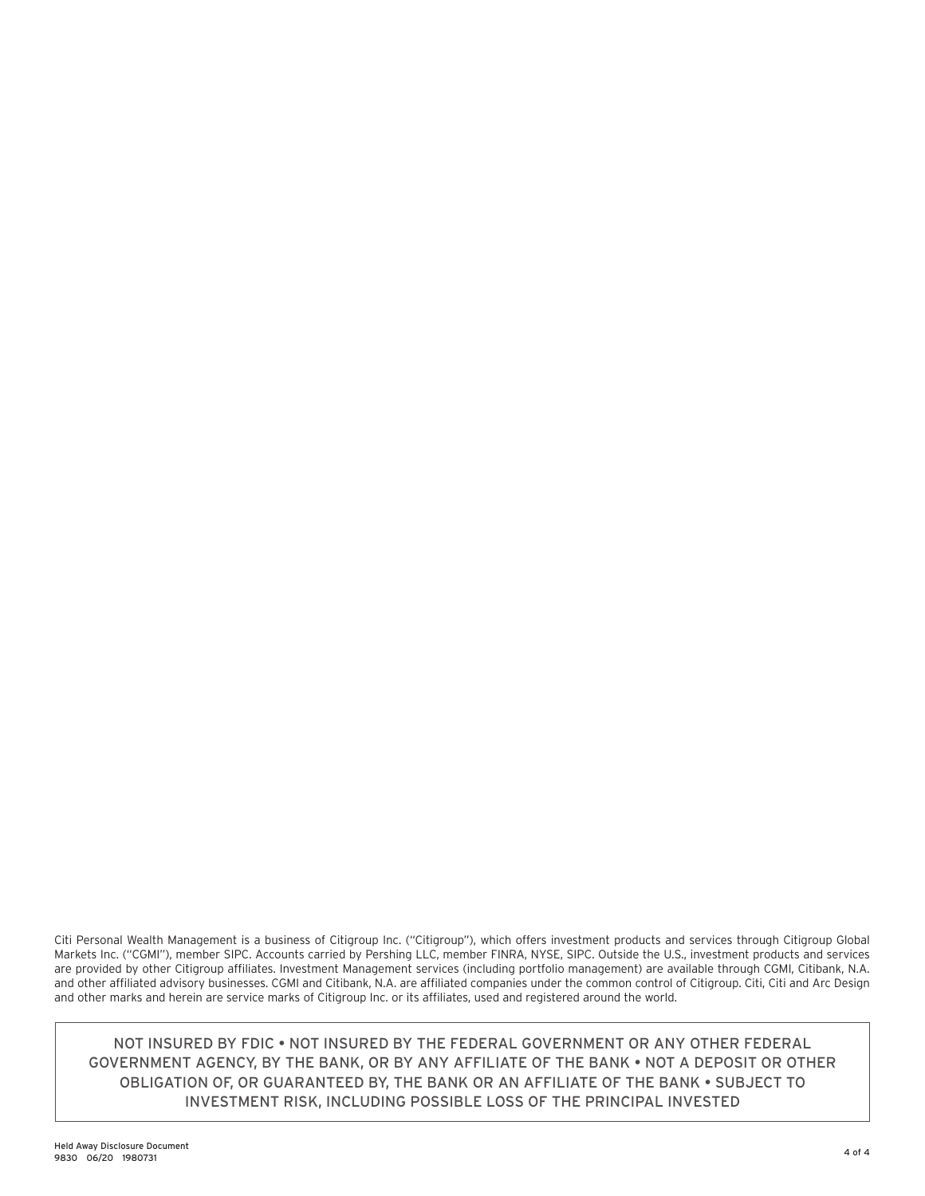Citi Personal Wealth Management is a business of Citigroup Inc. ("Citigroup"), which offers investment products and services through Citigroup Global Markets Inc. ("CGMI"), member SIPC. Accounts carried by Pershing LLC, member FINRA, NYSE, SIPC. Outside the U.S., investment products and services are provided by other Citigroup affiliates. Investment Management services (including portfolio management) are available through CGMI, Citibank, N.A. and other affiliated advisory businesses. CGMI and Citibank, N.A. are affiliated companies under the common control of Citigroup. Citi, Citi and Arc Design and other marks and herein are service marks of Citigroup Inc. or its affiliates, used and registered around the world.

NOT INSURED BY FDIC • NOT INSURED BY THE FEDERAL GOVERNMENT OR ANY OTHER FEDERAL GOVERNMENT AGENCY, BY THE BANK, OR BY ANY AFFILIATE OF THE BANK • NOT A DEPOSIT OR OTHER OBLIGATION OF, OR GUARANTEED BY, THE BANK OR AN AFFILIATE OF THE BANK • SUBJECT TO INVESTMENT RISK, INCLUDING POSSIBLE LOSS OF THE PRINCIPAL INVESTED

Held Away Disclosure Document
9830 06/20 1980731